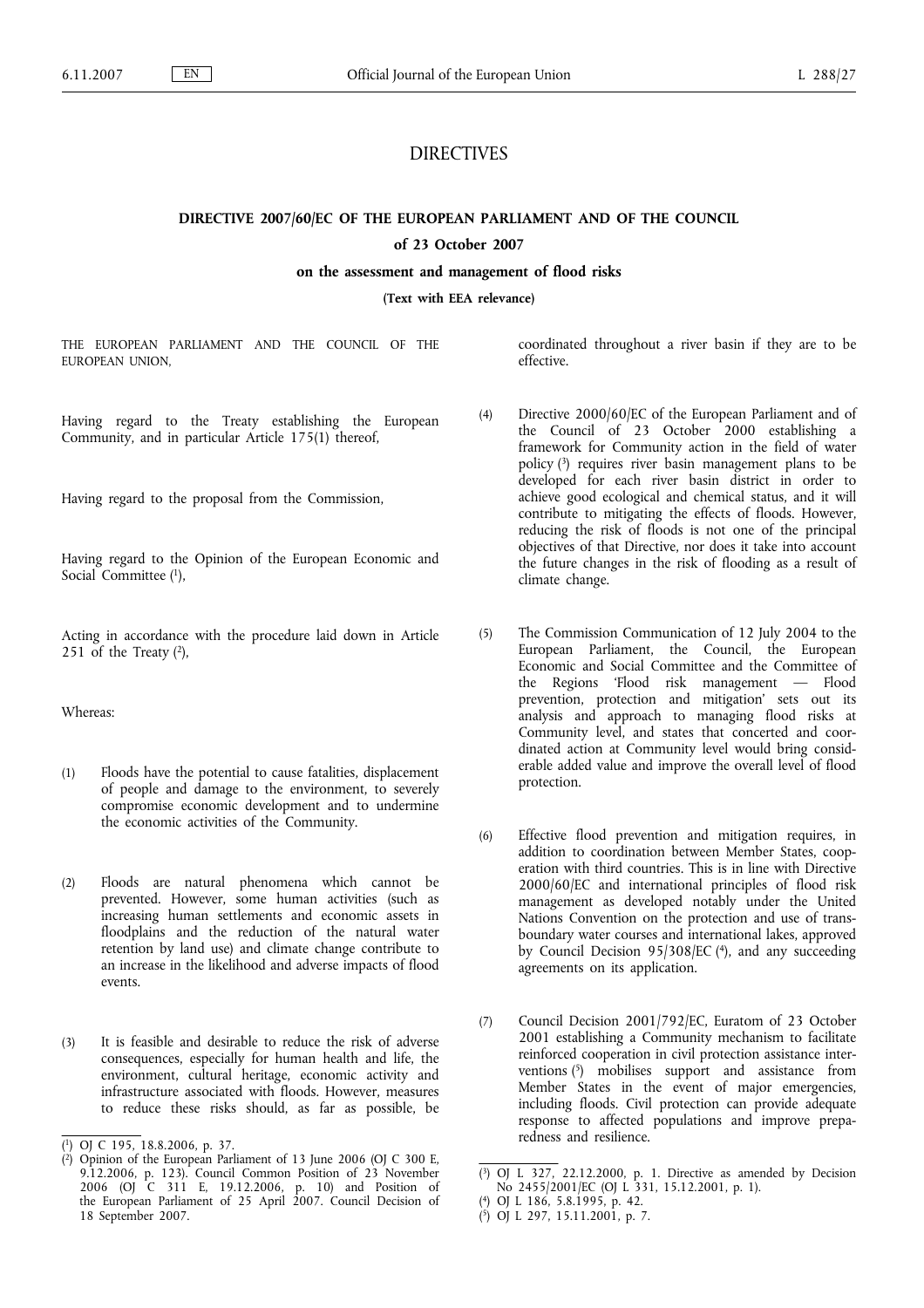# DIRECTIVES

## DIRECTIVE 2007/60/EC OF THE EUROPEAN PARLIAMENT AND OF THE COUNCIL

### of 23 October 2007

### on the assessment and management of flood risks

**(Text with EEA relevance)**

THE EUROPEAN PARLIAMENT AND THE COUNCIL OF THE EUROPEAN UNION,

Having regard to the Treaty establishing the European Community, and in particular Article 175(1) thereof,

Having regard to the proposal from the Commission,

Having regard to the Opinion of the European Economic and Social Committee [1],

Acting in accordance with the procedure laid down in Article 251 of the Treaty [2],

Whereas:

(1) Floods have the potential to cause fatalities, displacement of people and damage to the environment, to severely compromise economic development and to undermine the economic activities of the Community.

(2) Floods are natural phenomena which cannot be prevented. However, some human activities (such as increasing human settlements and economic assets in floodplains and the reduction of the natural water retention by land use) and climate change contribute to an increase in the likelihood and adverse impacts of flood events.

(3) It is feasible and desirable to reduce the risk of adverse consequences, especially for human health and life, the environment, cultural heritage, economic activity and infrastructure associated with floods. However, measures to reduce these risks should, as far as possible, be coordinated throughout a river basin if they are to be effective.

(4) Directive 2000/60/EC of the European Parliament and of the Council of 23 October 2000 establishing a framework for Community action in the field of water policy [3] requires river basin management plans to be developed for each river basin district in order to achieve good ecological and chemical status, and it will contribute to mitigating the effects of floods. However, reducing the risk of floods is not one of the principal objectives of that Directive, nor does it take into account the future changes in the risk of flooding as a result of climate change.

(5) The Commission Communication of 12 July 2004 to the European Parliament, the Council, the European Economic and Social Committee and the Committee of the Regions 'Flood risk management — Flood prevention, protection and mitigation' sets out its analysis and approach to managing flood risks at Community level, and states that concerted and coordinated action at Community level would bring considerable added value and improve the overall level of flood protection.

(6) Effective flood prevention and mitigation requires, in addition to coordination between Member States, cooperation with third countries. This is in line with Directive 2000/60/EC and international principles of flood risk management as developed notably under the United Nations Convention on the protection and use of transboundary water courses and international lakes, approved by Council Decision 95/308/EC [4], and any succeeding agreements on its application.

(7) Council Decision 2001/792/EC, Euratom of 23 October 2001 establishing a Community mechanism to facilitate reinforced cooperation in civil protection assistance interventions [5] mobilises support and assistance from Member States in the event of major emergencies, including floods. Civil protection can provide adequate response to affected populations and improve preparedness and resilience.

---

[1] OJ C 195, 18.8.2006, p. 37.

[2] Opinion of the European Parliament of 13 June 2006 (OJ C 300 E, 9.12.2006, p. 123). Council Common Position of 23 November 2006 (OJ C 311 E, 19.12.2006, p. 10) and Position of the European Parliament of 25 April 2007. Council Decision of 18 September 2007.

[3] OJ L 327, 22.12.2000, p. 1. Directive as amended by Decision No 2455/2001/EC (OJ L 331, 15.12.2001, p. 1).

[4] OJ L 186, 5.8.1995, p. 42.

[5] OJ L 297, 15.11.2001, p. 7.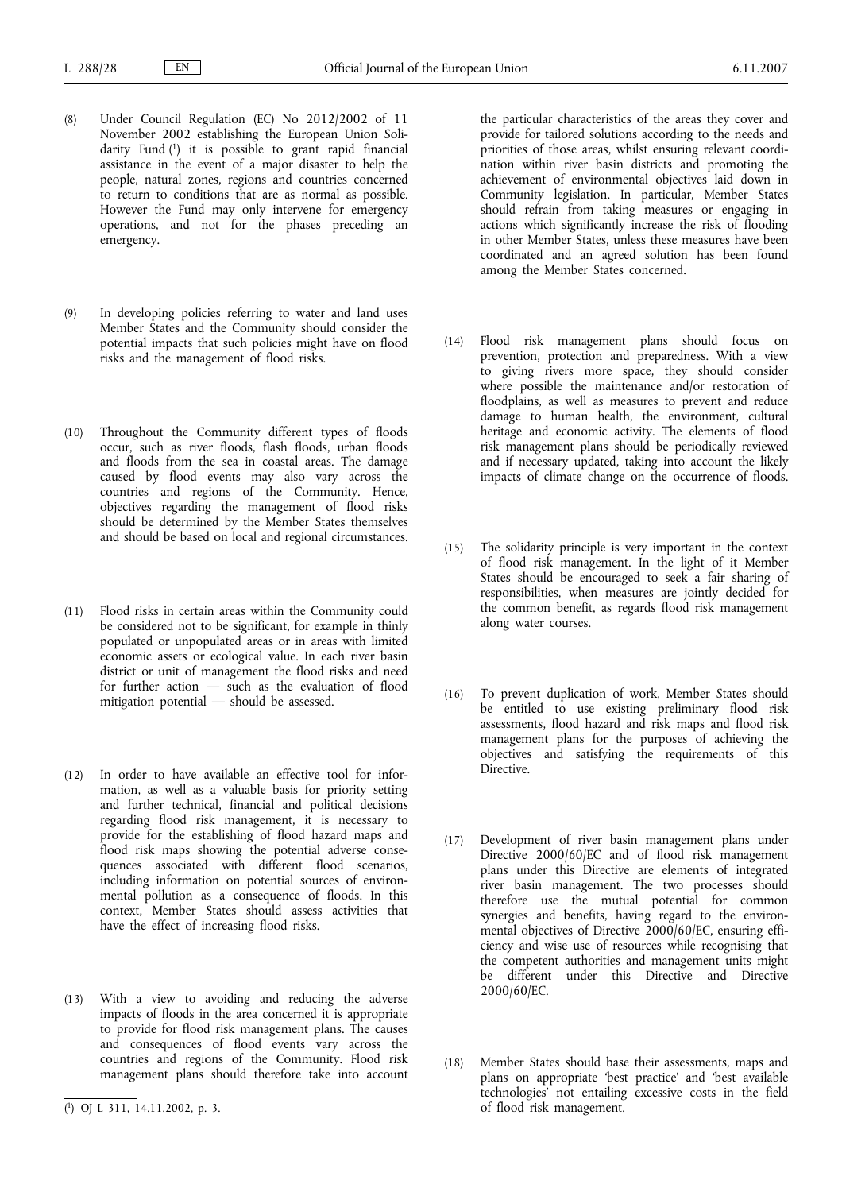(8) Under Council Regulation (EC) No 2012/2002 of 11 November 2002 establishing the European Union Solidarity Fund [1] it is possible to grant rapid financial assistance in the event of a major disaster to help the people, natural zones, regions and countries concerned to return to conditions that are as normal as possible. However the Fund may only intervene for emergency operations, and not for the phases preceding an emergency.

(9) In developing policies referring to water and land uses Member States and the Community should consider the potential impacts that such policies might have on flood risks and the management of flood risks.

(10) Throughout the Community different types of floods occur, such as river floods, flash floods, urban floods and floods from the sea in coastal areas. The damage caused by flood events may also vary across the countries and regions of the Community. Hence, objectives regarding the management of flood risks should be determined by the Member States themselves and should be based on local and regional circumstances.

(11) Flood risks in certain areas within the Community could be considered not to be significant, for example in thinly populated or unpopulated areas or in areas with limited economic assets or ecological value. In each river basin district or unit of management the flood risks and need for further action — such as the evaluation of flood mitigation potential — should be assessed.

(12) In order to have available an effective tool for information, as well as a valuable basis for priority setting and further technical, financial and political decisions regarding flood risk management, it is necessary to provide for the establishing of flood hazard maps and flood risk maps showing the potential adverse consequences associated with different flood scenarios, including information on potential sources of environmental pollution as a consequence of floods. In this context, Member States should assess activities that have the effect of increasing flood risks.

(13) With a view to avoiding and reducing the adverse impacts of floods in the area concerned it is appropriate to provide for flood risk management plans. The causes and consequences of flood events vary across the countries and regions of the Community. Flood risk management plans should therefore take into account the particular characteristics of the areas they cover and provide for tailored solutions according to the needs and priorities of those areas, whilst ensuring relevant coordination within river basin districts and promoting the achievement of environmental objectives laid down in Community legislation. In particular, Member States should refrain from taking measures or engaging in actions which significantly increase the risk of flooding in other Member States, unless these measures have been coordinated and an agreed solution has been found among the Member States concerned.

(14) Flood risk management plans should focus on prevention, protection and preparedness. With a view to giving rivers more space, they should consider where possible the maintenance and/or restoration of floodplains, as well as measures to prevent and reduce damage to human health, the environment, cultural heritage and economic activity. The elements of flood risk management plans should be periodically reviewed and if necessary updated, taking into account the likely impacts of climate change on the occurrence of floods.

(15) The solidarity principle is very important in the context of flood risk management. In the light of it Member States should be encouraged to seek a fair sharing of responsibilities, when measures are jointly decided for the common benefit, as regards flood risk management along water courses.

(16) To prevent duplication of work, Member States should be entitled to use existing preliminary flood risk assessments, flood hazard and risk maps and flood risk management plans for the purposes of achieving the objectives and satisfying the requirements of this Directive.

(17) Development of river basin management plans under Directive 2000/60/EC and of flood risk management plans under this Directive are elements of integrated river basin management. The two processes should therefore use the mutual potential for common synergies and benefits, having regard to the environmental objectives of Directive 2000/60/EC, ensuring efficiency and wise use of resources while recognising that the competent authorities and management units might be different under this Directive and Directive 2000/60/EC.

(18) Member States should base their assessments, maps and plans on appropriate 'best practice' and 'best available technologies' not entailing excessive costs in the field of flood risk management.

---

[1] OJ L 311, 14.11.2002, p. 3.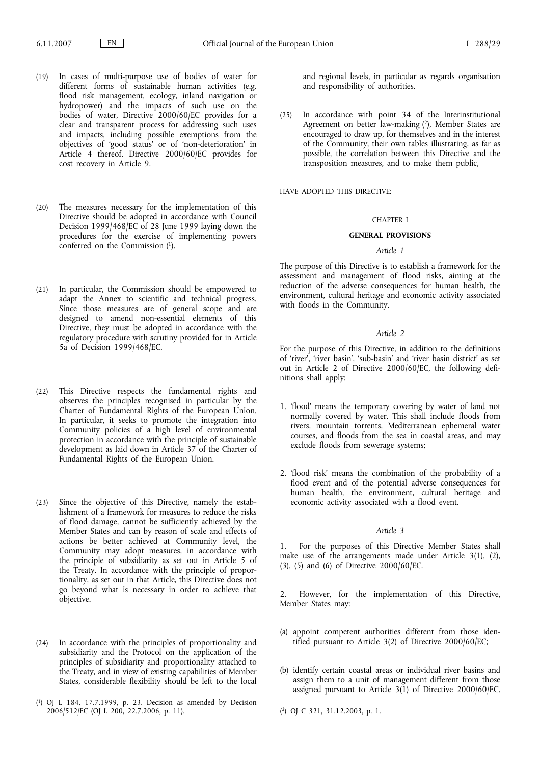(19) In cases of multi-purpose use of bodies of water for different forms of sustainable human activities (e.g. flood risk management, ecology, inland navigation or hydropower) and the impacts of such use on the bodies of water, Directive 2000/60/EC provides for a clear and transparent process for addressing such uses and impacts, including possible exemptions from the objectives of 'good status' or of 'non-deterioration' in Article 4 thereof. Directive 2000/60/EC provides for cost recovery in Article 9.

(20) The measures necessary for the implementation of this Directive should be adopted in accordance with Council Decision 1999/468/EC of 28 June 1999 laying down the procedures for the exercise of implementing powers conferred on the Commission [1].

(21) In particular, the Commission should be empowered to adapt the Annex to scientific and technical progress. Since those measures are of general scope and are designed to amend non-essential elements of this Directive, they must be adopted in accordance with the regulatory procedure with scrutiny provided for in Article 5a of Decision 1999/468/EC.

(22) This Directive respects the fundamental rights and observes the principles recognised in particular by the Charter of Fundamental Rights of the European Union. In particular, it seeks to promote the integration into Community policies of a high level of environmental protection in accordance with the principle of sustainable development as laid down in Article 37 of the Charter of Fundamental Rights of the European Union.

(23) Since the objective of this Directive, namely the establishment of a framework for measures to reduce the risks of flood damage, cannot be sufficiently achieved by the Member States and can by reason of scale and effects of actions be better achieved at Community level, the Community may adopt measures, in accordance with the principle of subsidiarity as set out in Article 5 of the Treaty. In accordance with the principle of proportionality, as set out in that Article, this Directive does not go beyond what is necessary in order to achieve that objective.

(24) In accordance with the principles of proportionality and subsidiarity and the Protocol on the application of the principles of subsidiarity and proportionality attached to the Treaty, and in view of existing capabilities of Member States, considerable flexibility should be left to the local and regional levels, in particular as regards organisation and responsibility of authorities.

(25) In accordance with point 34 of the Interinstitutional Agreement on better law-making [2], Member States are encouraged to draw up, for themselves and in the interest of the Community, their own tables illustrating, as far as possible, the correlation between this Directive and the transposition measures, and to make them public,

HAVE ADOPTED THIS DIRECTIVE:

## CHAPTER I

## GENERAL PROVISIONS

### *Article 1*

The purpose of this Directive is to establish a framework for the assessment and management of flood risks, aiming at the reduction of the adverse consequences for human health, the environment, cultural heritage and economic activity associated with floods in the Community.

### *Article 2*

For the purpose of this Directive, in addition to the definitions of 'river', 'river basin', 'sub-basin' and 'river basin district' as set out in Article 2 of Directive 2000/60/EC, the following definitions shall apply:

1. 'flood' means the temporary covering by water of land not normally covered by water. This shall include floods from rivers, mountain torrents, Mediterranean ephemeral water courses, and floods from the sea in coastal areas, and may exclude floods from sewerage systems;

2. 'flood risk' means the combination of the probability of a flood event and of the potential adverse consequences for human health, the environment, cultural heritage and economic activity associated with a flood event.

### *Article 3*

1. For the purposes of this Directive Member States shall make use of the arrangements made under Article 3(1), (2), (3), (5) and (6) of Directive 2000/60/EC.

2. However, for the implementation of this Directive, Member States may:

(a) appoint competent authorities different from those identified pursuant to Article 3(2) of Directive 2000/60/EC;

(b) identify certain coastal areas or individual river basins and assign them to a unit of management different from those assigned pursuant to Article 3(1) of Directive 2000/60/EC.

---

[1] OJ L 184, 17.7.1999, p. 23. Decision as amended by Decision 2006/512/EC (OJ L 200, 22.7.2006, p. 11).

[2] OJ C 321, 31.12.2003, p. 1.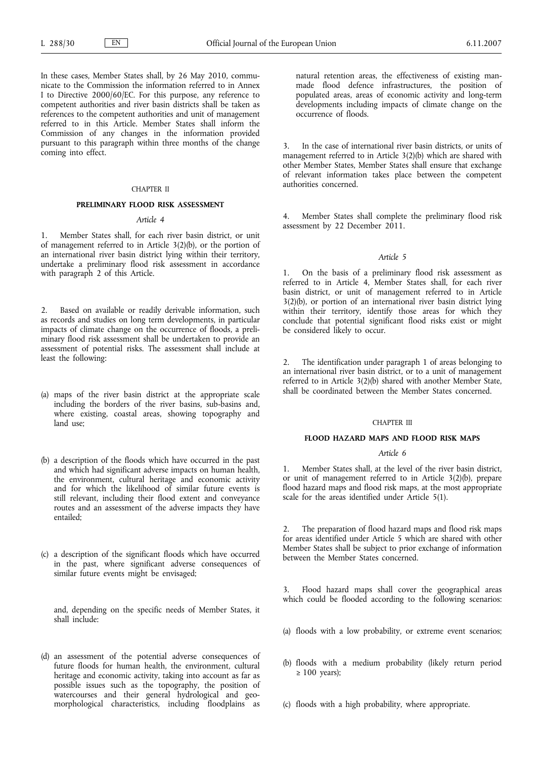In these cases, Member States shall, by 26 May 2010, communicate to the Commission the information referred to in Annex I to Directive 2000/60/EC. For this purpose, any reference to competent authorities and river basin districts shall be taken as references to the competent authorities and unit of management referred to in this Article. Member States shall inform the Commission of any changes in the information provided pursuant to this paragraph within three months of the change coming into effect.

## CHAPTER II

## PRELIMINARY FLOOD RISK ASSESSMENT

### *Article 4*

1. Member States shall, for each river basin district, or unit of management referred to in Article 3(2)(b), or the portion of an international river basin district lying within their territory, undertake a preliminary flood risk assessment in accordance with paragraph 2 of this Article.

2. Based on available or readily derivable information, such as records and studies on long term developments, in particular impacts of climate change on the occurrence of floods, a preliminary flood risk assessment shall be undertaken to provide an assessment of potential risks. The assessment shall include at least the following:

(a) maps of the river basin district at the appropriate scale including the borders of the river basins, sub-basins and, where existing, coastal areas, showing topography and land use;

(b) a description of the floods which have occurred in the past and which had significant adverse impacts on human health, the environment, cultural heritage and economic activity and for which the likelihood of similar future events is still relevant, including their flood extent and conveyance routes and an assessment of the adverse impacts they have entailed;

(c) a description of the significant floods which have occurred in the past, where significant adverse consequences of similar future events might be envisaged;

and, depending on the specific needs of Member States, it shall include:

(d) an assessment of the potential adverse consequences of future floods for human health, the environment, cultural heritage and economic activity, taking into account as far as possible issues such as the topography, the position of watercourses and their general hydrological and geomorphological characteristics, including floodplains as natural retention areas, the effectiveness of existing man-made flood defence infrastructures, the position of populated areas, areas of economic activity and long-term developments including impacts of climate change on the occurrence of floods.

3. In the case of international river basin districts, or units of management referred to in Article 3(2)(b) which are shared with other Member States, Member States shall ensure that exchange of relevant information takes place between the competent authorities concerned.

4. Member States shall complete the preliminary flood risk assessment by 22 December 2011.

### *Article 5*

1. On the basis of a preliminary flood risk assessment as referred to in Article 4, Member States shall, for each river basin district, or unit of management referred to in Article 3(2)(b), or portion of an international river basin district lying within their territory, identify those areas for which they conclude that potential significant flood risks exist or might be considered likely to occur.

2. The identification under paragraph 1 of areas belonging to an international river basin district, or to a unit of management referred to in Article 3(2)(b) shared with another Member State, shall be coordinated between the Member States concerned.

## CHAPTER III

## FLOOD HAZARD MAPS AND FLOOD RISK MAPS

### *Article 6*

1. Member States shall, at the level of the river basin district, or unit of management referred to in Article 3(2)(b), prepare flood hazard maps and flood risk maps, at the most appropriate scale for the areas identified under Article 5(1).

2. The preparation of flood hazard maps and flood risk maps for areas identified under Article 5 which are shared with other Member States shall be subject to prior exchange of information between the Member States concerned.

3. Flood hazard maps shall cover the geographical areas which could be flooded according to the following scenarios:

(a) floods with a low probability, or extreme event scenarios;

(b) floods with a medium probability (likely return period ≥ 100 years);

(c) floods with a high probability, where appropriate.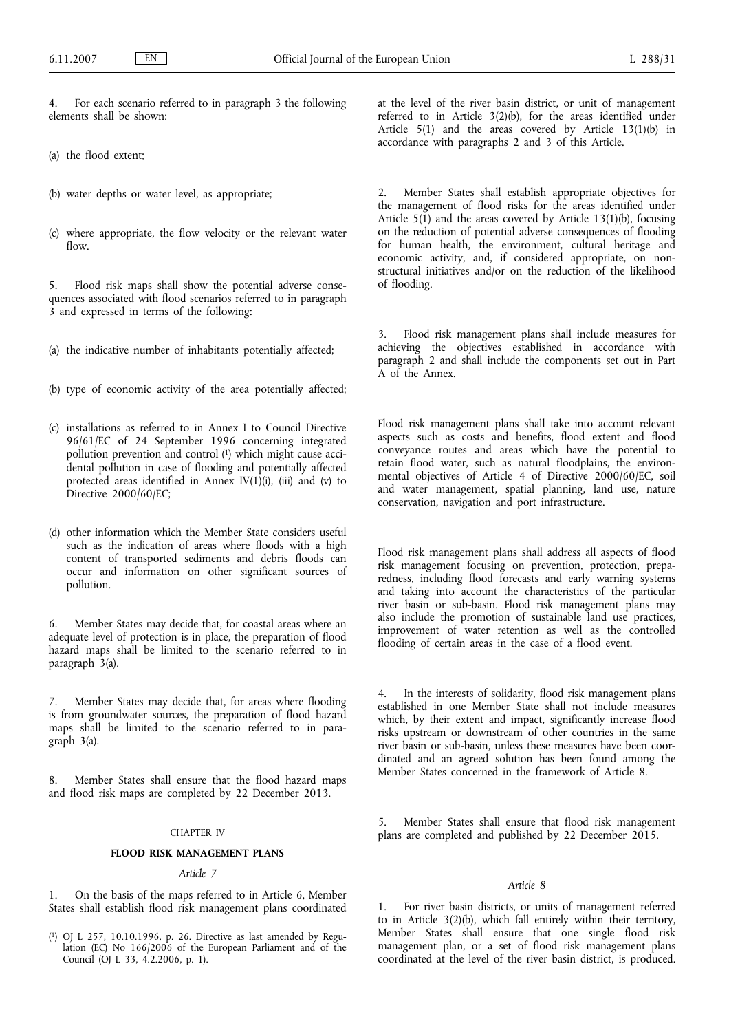4. For each scenario referred to in paragraph 3 the following elements shall be shown:

(a) the flood extent;

(b) water depths or water level, as appropriate;

(c) where appropriate, the flow velocity or the relevant water flow.

5. Flood risk maps shall show the potential adverse consequences associated with flood scenarios referred to in paragraph 3 and expressed in terms of the following:

(a) the indicative number of inhabitants potentially affected;

(b) type of economic activity of the area potentially affected;

(c) installations as referred to in Annex I to Council Directive 96/61/EC of 24 September 1996 concerning integrated pollution prevention and control [1] which might cause accidental pollution in case of flooding and potentially affected protected areas identified in Annex IV(1)(i), (iii) and (v) to Directive 2000/60/EC;

(d) other information which the Member State considers useful such as the indication of areas where floods with a high content of transported sediments and debris floods can occur and information on other significant sources of pollution.

6. Member States may decide that, for coastal areas where an adequate level of protection is in place, the preparation of flood hazard maps shall be limited to the scenario referred to in paragraph 3(a).

7. Member States may decide that, for areas where flooding is from groundwater sources, the preparation of flood hazard maps shall be limited to the scenario referred to in paragraph 3(a).

8. Member States shall ensure that the flood hazard maps and flood risk maps are completed by 22 December 2013.

CHAPTER IV

## FLOOD RISK MANAGEMENT PLANS

*Article 7*

1. On the basis of the maps referred to in Article 6, Member States shall establish flood risk management plans coordinated at the level of the river basin district, or unit of management referred to in Article 3(2)(b), for the areas identified under Article 5(1) and the areas covered by Article 13(1)(b) in accordance with paragraphs 2 and 3 of this Article.

2. Member States shall establish appropriate objectives for the management of flood risks for the areas identified under Article 5(1) and the areas covered by Article 13(1)(b), focusing on the reduction of potential adverse consequences of flooding for human health, the environment, cultural heritage and economic activity, and, if considered appropriate, on non-structural initiatives and/or on the reduction of the likelihood of flooding.

3. Flood risk management plans shall include measures for achieving the objectives established in accordance with paragraph 2 and shall include the components set out in Part A of the Annex.

Flood risk management plans shall take into account relevant aspects such as costs and benefits, flood extent and flood conveyance routes and areas which have the potential to retain flood water, such as natural floodplains, the environmental objectives of Article 4 of Directive 2000/60/EC, soil and water management, spatial planning, land use, nature conservation, navigation and port infrastructure.

Flood risk management plans shall address all aspects of flood risk management focusing on prevention, protection, preparedness, including flood forecasts and early warning systems and taking into account the characteristics of the particular river basin or sub-basin. Flood risk management plans may also include the promotion of sustainable land use practices, improvement of water retention as well as the controlled flooding of certain areas in the case of a flood event.

4. In the interests of solidarity, flood risk management plans established in one Member State shall not include measures which, by their extent and impact, significantly increase flood risks upstream or downstream of other countries in the same river basin or sub-basin, unless these measures have been coordinated and an agreed solution has been found among the Member States concerned in the framework of Article 8.

5. Member States shall ensure that flood risk management plans are completed and published by 22 December 2015.

*Article 8*

1. For river basin districts, or units of management referred to in Article 3(2)(b), which fall entirely within their territory, Member States shall ensure that one single flood risk management plan, or a set of flood risk management plans coordinated at the level of the river basin district, is produced.

[1] OJ L 257, 10.10.1996, p. 26. Directive as last amended by Regulation (EC) No 166/2006 of the European Parliament and of the Council (OJ L 33, 4.2.2006, p. 1).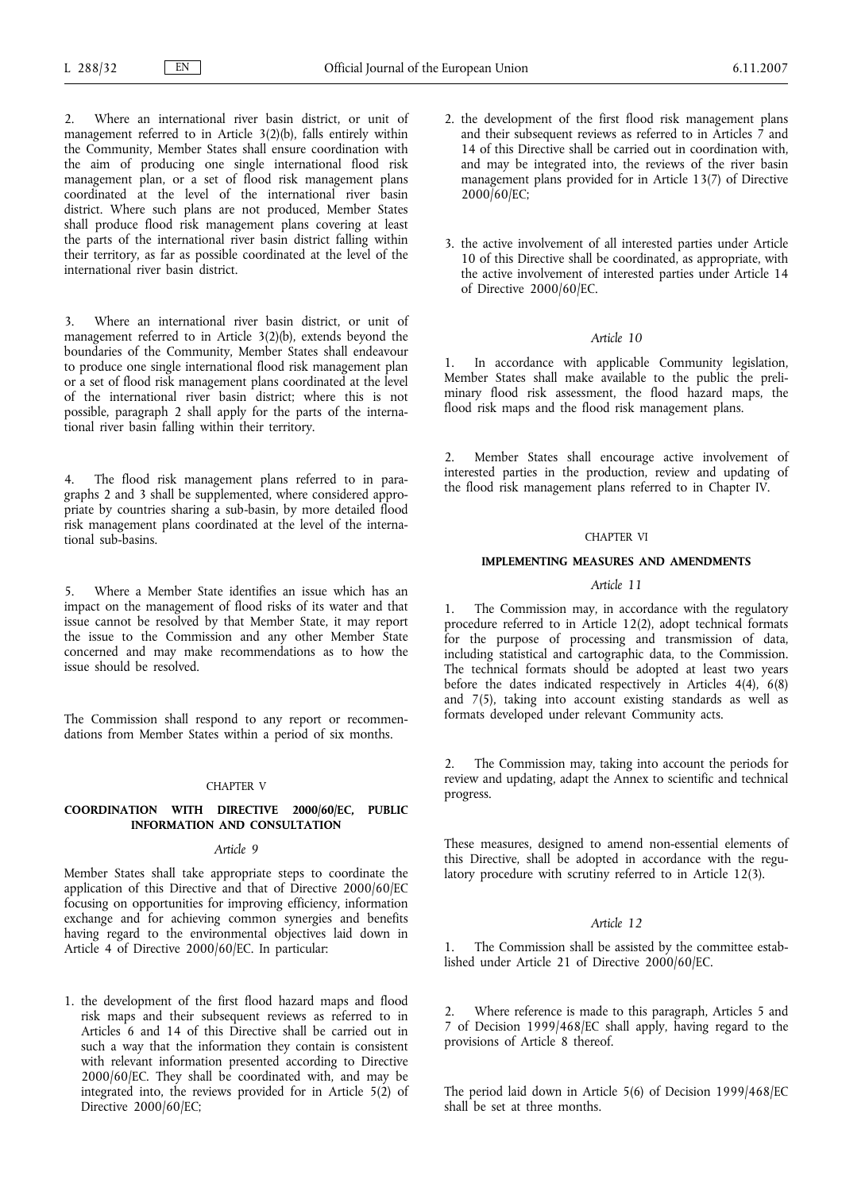2. Where an international river basin district, or unit of management referred to in Article 3(2)(b), falls entirely within the Community, Member States shall ensure coordination with the aim of producing one single international flood risk management plan, or a set of flood risk management plans coordinated at the level of the international river basin district. Where such plans are not produced, Member States shall produce flood risk management plans covering at least the parts of the international river basin district falling within their territory, as far as possible coordinated at the level of the international river basin district.

3. Where an international river basin district, or unit of management referred to in Article 3(2)(b), extends beyond the boundaries of the Community, Member States shall endeavour to produce one single international flood risk management plan or a set of flood risk management plans coordinated at the level of the international river basin district; where this is not possible, paragraph 2 shall apply for the parts of the international river basin falling within their territory.

4. The flood risk management plans referred to in paragraphs 2 and 3 shall be supplemented, where considered appropriate by countries sharing a sub-basin, by more detailed flood risk management plans coordinated at the level of the international sub-basins.

5. Where a Member State identifies an issue which has an impact on the management of flood risks of its water and that issue cannot be resolved by that Member State, it may report the issue to the Commission and any other Member State concerned and may make recommendations as to how the issue should be resolved.

The Commission shall respond to any report or recommendations from Member States within a period of six months.

## CHAPTER V

## COORDINATION WITH DIRECTIVE 2000/60/EC, PUBLIC INFORMATION AND CONSULTATION

### *Article 9*

Member States shall take appropriate steps to coordinate the application of this Directive and that of Directive 2000/60/EC focusing on opportunities for improving efficiency, information exchange and for achieving common synergies and benefits having regard to the environmental objectives laid down in Article 4 of Directive 2000/60/EC. In particular:

1. the development of the first flood hazard maps and flood risk maps and their subsequent reviews as referred to in Articles 6 and 14 of this Directive shall be carried out in such a way that the information they contain is consistent with relevant information presented according to Directive 2000/60/EC. They shall be coordinated with, and may be integrated into, the reviews provided for in Article 5(2) of Directive 2000/60/EC;

2. the development of the first flood risk management plans and their subsequent reviews as referred to in Articles 7 and 14 of this Directive shall be carried out in coordination with, and may be integrated into, the reviews of the river basin management plans provided for in Article 13(7) of Directive 2000/60/EC;

3. the active involvement of all interested parties under Article 10 of this Directive shall be coordinated, as appropriate, with the active involvement of interested parties under Article 14 of Directive 2000/60/EC.

### *Article 10*

1. In accordance with applicable Community legislation, Member States shall make available to the public the preliminary flood risk assessment, the flood hazard maps, the flood risk maps and the flood risk management plans.

2. Member States shall encourage active involvement of interested parties in the production, review and updating of the flood risk management plans referred to in Chapter IV.

## CHAPTER VI

## IMPLEMENTING MEASURES AND AMENDMENTS

### *Article 11*

1. The Commission may, in accordance with the regulatory procedure referred to in Article 12(2), adopt technical formats for the purpose of processing and transmission of data, including statistical and cartographic data, to the Commission. The technical formats should be adopted at least two years before the dates indicated respectively in Articles 4(4), 6(8) and 7(5), taking into account existing standards as well as formats developed under relevant Community acts.

2. The Commission may, taking into account the periods for review and updating, adapt the Annex to scientific and technical progress.

These measures, designed to amend non-essential elements of this Directive, shall be adopted in accordance with the regulatory procedure with scrutiny referred to in Article 12(3).

### *Article 12*

1. The Commission shall be assisted by the committee established under Article 21 of Directive 2000/60/EC.

2. Where reference is made to this paragraph, Articles 5 and 7 of Decision 1999/468/EC shall apply, having regard to the provisions of Article 8 thereof.

The period laid down in Article 5(6) of Decision 1999/468/EC shall be set at three months.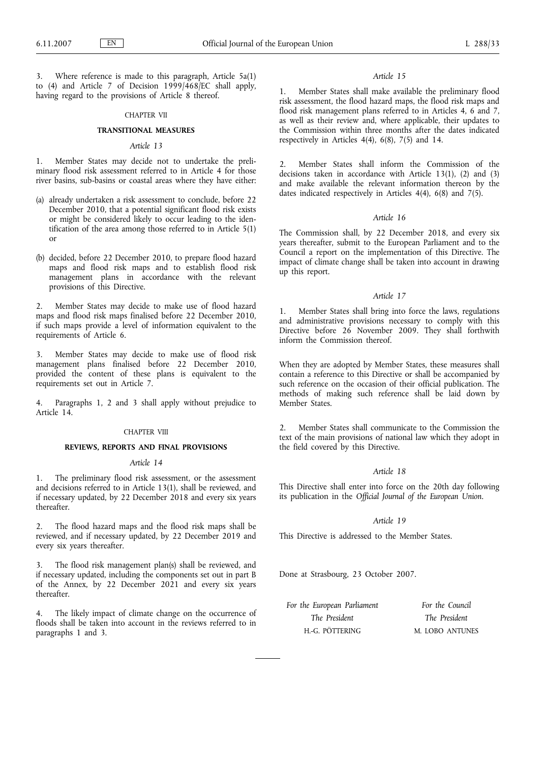3. Where reference is made to this paragraph, Article 5a(1) to (4) and Article 7 of Decision 1999/468/EC shall apply, having regard to the provisions of Article 8 thereof.

CHAPTER VII

## TRANSITIONAL MEASURES

*Article 13*

1. Member States may decide not to undertake the preliminary flood risk assessment referred to in Article 4 for those river basins, sub-basins or coastal areas where they have either:

(a) already undertaken a risk assessment to conclude, before 22 December 2010, that a potential significant flood risk exists or might be considered likely to occur leading to the identification of the area among those referred to in Article 5(1) or

(b) decided, before 22 December 2010, to prepare flood hazard maps and flood risk maps and to establish flood risk management plans in accordance with the relevant provisions of this Directive.

2. Member States may decide to make use of flood hazard maps and flood risk maps finalised before 22 December 2010, if such maps provide a level of information equivalent to the requirements of Article 6.

3. Member States may decide to make use of flood risk management plans finalised before 22 December 2010, provided the content of these plans is equivalent to the requirements set out in Article 7.

4. Paragraphs 1, 2 and 3 shall apply without prejudice to Article 14.

CHAPTER VIII

## REVIEWS, REPORTS AND FINAL PROVISIONS

*Article 14*

1. The preliminary flood risk assessment, or the assessment and decisions referred to in Article 13(1), shall be reviewed, and if necessary updated, by 22 December 2018 and every six years thereafter.

2. The flood hazard maps and the flood risk maps shall be reviewed, and if necessary updated, by 22 December 2019 and every six years thereafter.

3. The flood risk management plan(s) shall be reviewed, and if necessary updated, including the components set out in part B of the Annex, by 22 December 2021 and every six years thereafter.

4. The likely impact of climate change on the occurrence of floods shall be taken into account in the reviews referred to in paragraphs 1 and 3.

*Article 15*

1. Member States shall make available the preliminary flood risk assessment, the flood hazard maps, the flood risk maps and flood risk management plans referred to in Articles 4, 6 and 7, as well as their review and, where applicable, their updates to the Commission within three months after the dates indicated respectively in Articles 4(4), 6(8), 7(5) and 14.

2. Member States shall inform the Commission of the decisions taken in accordance with Article 13(1), (2) and (3) and make available the relevant information thereon by the dates indicated respectively in Articles 4(4), 6(8) and 7(5).

*Article 16*

The Commission shall, by 22 December 2018, and every six years thereafter, submit to the European Parliament and to the Council a report on the implementation of this Directive. The impact of climate change shall be taken into account in drawing up this report.

*Article 17*

1. Member States shall bring into force the laws, regulations and administrative provisions necessary to comply with this Directive before 26 November 2009. They shall forthwith inform the Commission thereof.

When they are adopted by Member States, these measures shall contain a reference to this Directive or shall be accompanied by such reference on the occasion of their official publication. The methods of making such reference shall be laid down by Member States.

2. Member States shall communicate to the Commission the text of the main provisions of national law which they adopt in the field covered by this Directive.

*Article 18*

This Directive shall enter into force on the 20th day following its publication in the *Official Journal of the European Union*.

*Article 19*

This Directive is addressed to the Member States.

Done at Strasbourg, 23 October 2007.

| *For the European Parliament* | *For the Council* |
|---|---|
| *The President* | *The President* |
| H.-G. PÖTTERING | M. LOBO ANTUNES |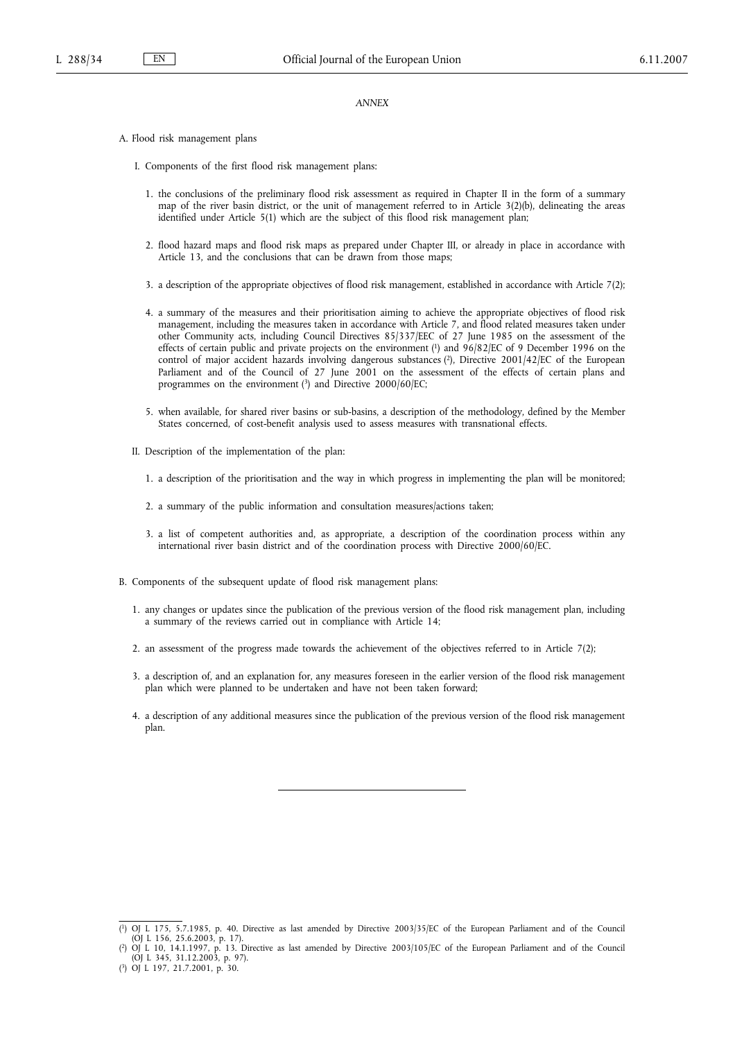*ANNEX*

A. Flood risk management plans

I. Components of the first flood risk management plans:

1. the conclusions of the preliminary flood risk assessment as required in Chapter II in the form of a summary map of the river basin district, or the unit of management referred to in Article 3(2)(b), delineating the areas identified under Article 5(1) which are the subject of this flood risk management plan;

2. flood hazard maps and flood risk maps as prepared under Chapter III, or already in place in accordance with Article 13, and the conclusions that can be drawn from those maps;

3. a description of the appropriate objectives of flood risk management, established in accordance with Article 7(2);

4. a summary of the measures and their prioritisation aiming to achieve the appropriate objectives of flood risk management, including the measures taken in accordance with Article 7, and flood related measures taken under other Community acts, including Council Directives 85/337/EEC of 27 June 1985 on the assessment of the effects of certain public and private projects on the environment [1] and 96/82/EC of 9 December 1996 on the control of major accident hazards involving dangerous substances [2], Directive 2001/42/EC of the European Parliament and of the Council of 27 June 2001 on the assessment of the effects of certain plans and programmes on the environment [3] and Directive 2000/60/EC;

5. when available, for shared river basins or sub-basins, a description of the methodology, defined by the Member States concerned, of cost-benefit analysis used to assess measures with transnational effects.

II. Description of the implementation of the plan:

1. a description of the prioritisation and the way in which progress in implementing the plan will be monitored;

2. a summary of the public information and consultation measures/actions taken;

3. a list of competent authorities and, as appropriate, a description of the coordination process within any international river basin district and of the coordination process with Directive 2000/60/EC.

B. Components of the subsequent update of flood risk management plans:

1. any changes or updates since the publication of the previous version of the flood risk management plan, including a summary of the reviews carried out in compliance with Article 14;

2. an assessment of the progress made towards the achievement of the objectives referred to in Article 7(2);

3. a description of, and an explanation for, any measures foreseen in the earlier version of the flood risk management plan which were planned to be undertaken and have not been taken forward;

4. a description of any additional measures since the publication of the previous version of the flood risk management plan.

---

[1] OJ L 175, 5.7.1985, p. 40. Directive as last amended by Directive 2003/35/EC of the European Parliament and of the Council (OJ L 156, 25.6.2003, p. 17).

[2] OJ L 10, 14.1.1997, p. 13. Directive as last amended by Directive 2003/105/EC of the European Parliament and of the Council (OJ L 345, 31.12.2003, p. 97).

[3] OJ L 197, 21.7.2001, p. 30.